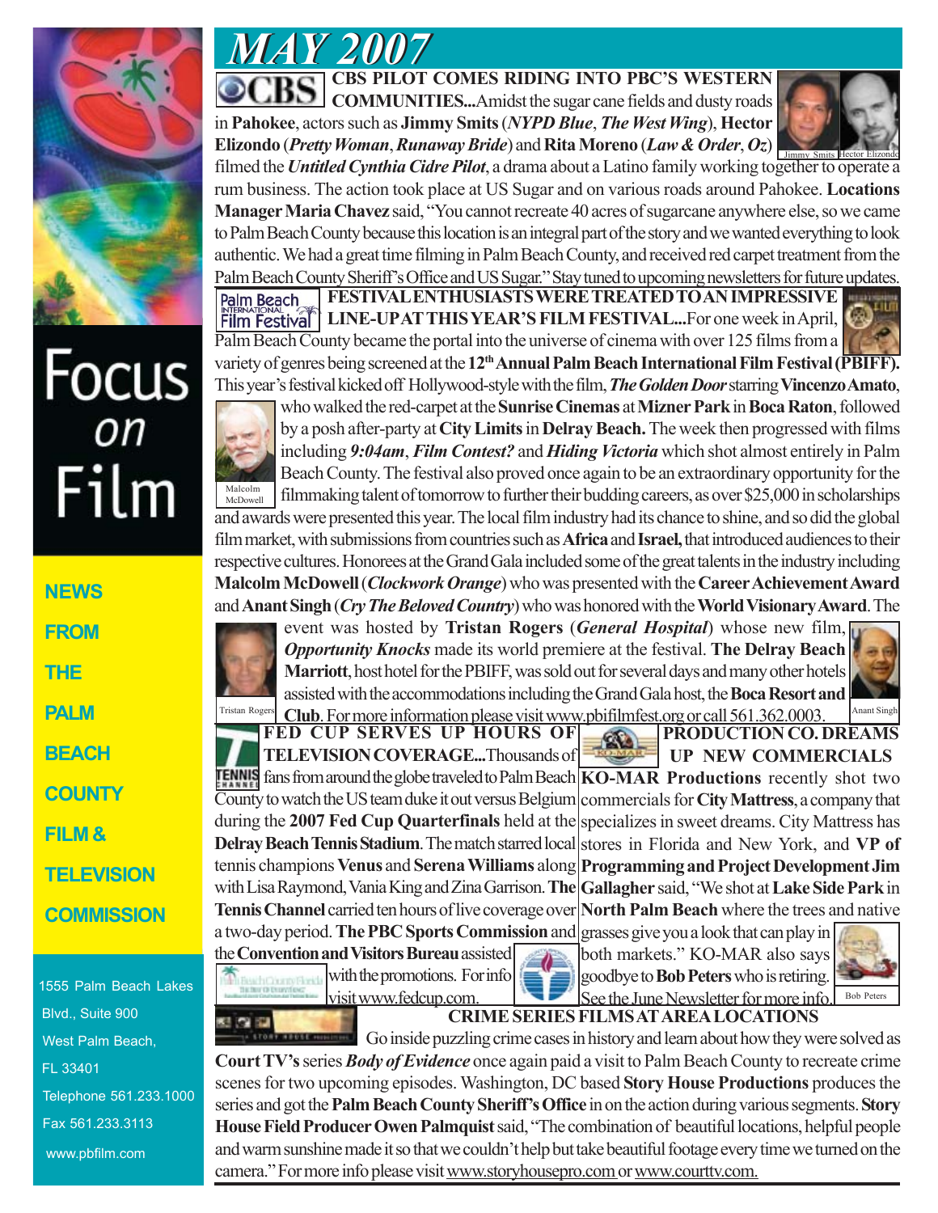# MAY 2007

Focus on Film

NEWS FROM THE PALM BEACH COUNTY FILM & TELEVISION COMMISSION

1555 Palm Beach Lakes Blvd., Suite 900
West Palm Beach, FL 33401
Telephone 561.233.1000
Fax 561.233.3113
www.pbfilm.com

**CBS PILOT COMES RIDING INTO PBC'S WESTERN COMMUNITIES...**Amidst the sugar cane fields and dusty roads in **Pahokee**, actors such as **Jimmy Smits** (***NYPD Blue***, ***The West Wing***), **Hector Elizondo** (***Pretty Woman***, ***Runaway Bride***) and **Rita Moreno** (***Law & Order***, ***Oz***) filmed the ***Untitled Cynthia Cidre Pilot***, a drama about a Latino family working together to operate a rum business. The action took place at US Sugar and on various roads around Pahokee. **Locations Manager Maria Chavez** said, "You cannot recreate 40 acres of sugarcane anywhere else, so we came to Palm Beach County because this location is an integral part of the story and we wanted everything to look authentic. We had a great time filming in Palm Beach County, and received red carpet treatment from the Palm Beach County Sheriff's Office and US Sugar." Stay tuned to upcoming newsletters for future updates.

Jimmy Smits Hector Elizondo

**FESTIVAL ENTHUSIASTS WERE TREATED TO AN IMPRESSIVE LINE-UP AT THIS YEAR'S FILM FESTIVAL...**For one week in April, Palm Beach County became the portal into the universe of cinema with over 125 films from a variety of genres being screened at the **12th Annual Palm Beach International Film Festival (PBIFF).** This year's festival kicked off Hollywood-style with the film, ***The Golden Door*** starring **Vincenzo Amato**, who walked the red-carpet at the **Sunrise Cinemas** at **Mizner Park** in **Boca Raton**, followed by a posh after-party at **City Limits** in **Delray Beach.** The week then progressed with films including ***9:04am***, ***Film Contest?*** and ***Hiding Victoria*** which shot almost entirely in Palm Beach County. The festival also proved once again to be an extraordinary opportunity for the filmmaking talent of tomorrow to further their budding careers, as over $25,000 in scholarships and awards were presented this year. The local film industry had its chance to shine, and so did the global film market, with submissions from countries such as **Africa** and **Israel,** that introduced audiences to their respective cultures. Honorees at the Grand Gala included some of the great talents in the industry including **Malcolm McDowell** (***Clockwork Orange***) who was presented with the **Career Achievement Award** and **Anant Singh** (***Cry The Beloved Country***) who was honored with the **World Visionary Award**. The event was hosted by **Tristan Rogers** (***General Hospital***) whose new film, ***Opportunity Knocks*** made its world premiere at the festival. **The Delray Beach Marriott**, host hotel for the PBIFF, was sold out for several days and many other hotels assisted with the accommodations including the Grand Gala host, the **Boca Resort and Club**. For more information please visit www.pbifilmfest.org or call 561.362.0003.

Malcolm McDowell

Tristan Rogers

Anant Singh

**FED CUP SERVES UP HOURS OF TELEVISION COVERAGE...**Thousands of fans from around the globe traveled to Palm Beach County to watch the US team duke it out versus Belgium during the **2007 Fed Cup Quarterfinals** held at the **Delray Beach Tennis Stadium**. The match starred local tennis champions **Venus** and **Serena Williams** along with Lisa Raymond, Vania King and Zina Garrison. **The Tennis Channel** carried ten hours of live coverage over a two-day period. **The PBC Sports Commission** and the **Convention and Visitors Bureau** assisted with the promotions. For info visit www.fedcup.com.

**PRODUCTION CO. DREAMS UP NEW COMMERCIALS**
**KO-MAR Productions** recently shot two commercials for **City Mattress**, a company that specializes in sweet dreams. City Mattress has stores in Florida and New York, and **VP of Programming and Project Development Jim Gallagher** said, "We shot at **Lake Side Park** in **North Palm Beach** where the trees and native grasses give you a look that can play in both markets." KO-MAR also says goodbye to **Bob Peters** who is retiring. See the June Newsletter for more info.

Bob Peters

**CRIME SERIES FILMS AT AREA LOCATIONS**
Go inside puzzling crime cases in history and learn about how they were solved as **Court TV's** series ***Body of Evidence*** once again paid a visit to Palm Beach County to recreate crime scenes for two upcoming episodes. Washington, DC based **Story House Productions** produces the series and got the **Palm Beach County Sheriff's Office** in on the action during various segments. **Story House Field Producer Owen Palmquist** said, "The combination of beautiful locations, helpful people and warm sunshine made it so that we couldn't help but take beautiful footage every time we turned on the camera." For more info please visit www.storyhousepro.com or www.courttv.com.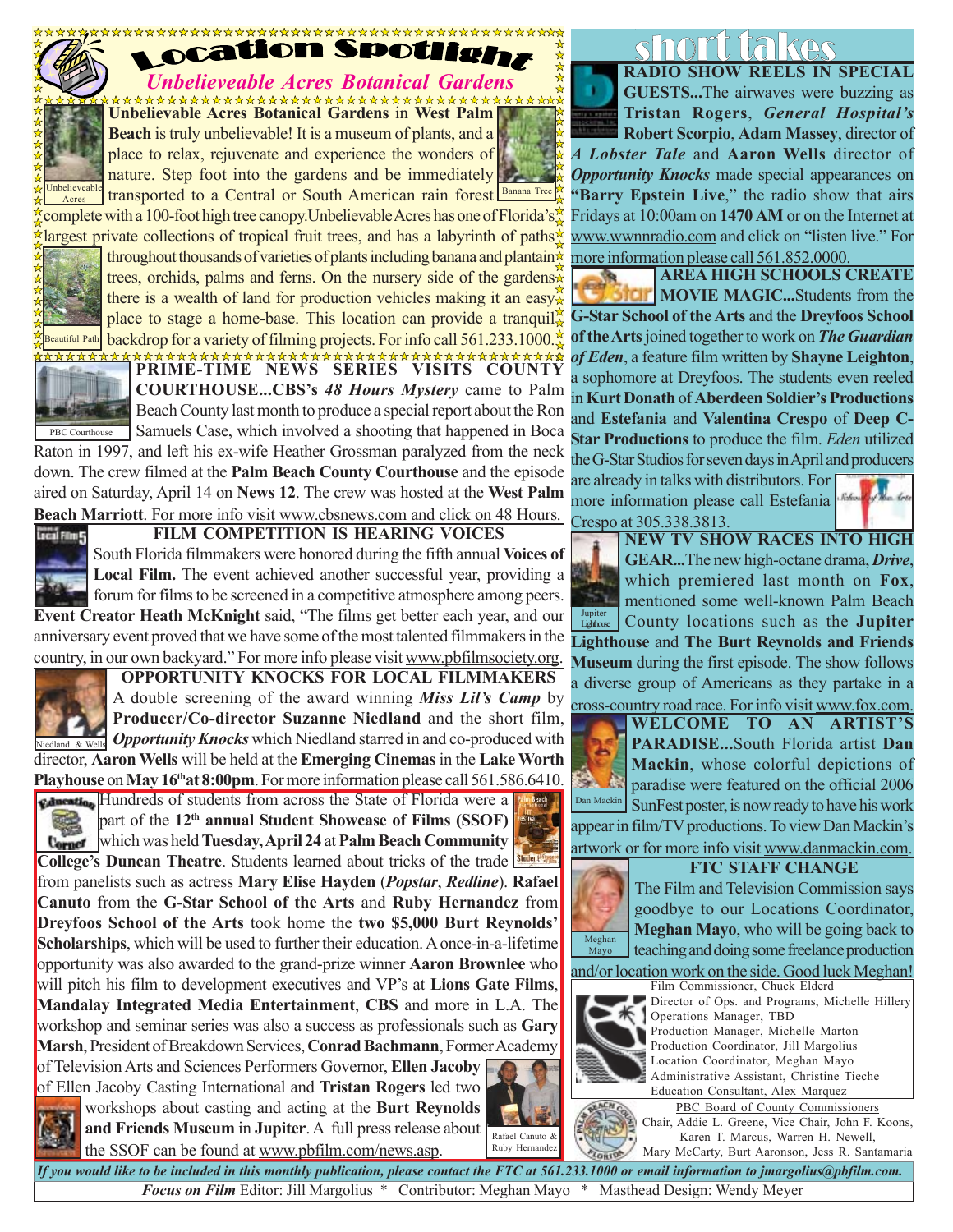# Location Spotlight

## Unbelieveable Acres Botanical Gardens

**Unbelievable Acres Botanical Gardens** in **West Palm Beach** is truly unbelievable! It is a museum of plants, and a place to relax, rejuvenate and experience the wonders of nature. Step foot into the gardens and be immediately transported to a Central or South American rain forest complete with a 100-foot high tree canopy. Unbelievable Acres has one of Florida's largest private collections of tropical fruit trees, and has a labyrinth of paths throughout thousands of varieties of plants including banana and plantain trees, orchids, palms and ferns. On the nursery side of the gardens there is a wealth of land for production vehicles making it an easy place to stage a home-base. This location can provide a tranquil backdrop for a variety of filming projects. For info call 561.233.1000.

Unbelieveable Acres

Banana Tree

Beautiful Path

**PRIME-TIME NEWS SERIES VISITS COUNTY COURTHOUSE...CBS's *48 Hours Mystery*** came to Palm Beach County last month to produce a special report about the Ron Samuels Case, which involved a shooting that happened in Boca Raton in 1997, and left his ex-wife Heather Grossman paralyzed from the neck down. The crew filmed at the **Palm Beach County Courthouse** and the episode aired on Saturday, April 14 on **News 12**. The crew was hosted at the **West Palm Beach Marriott**. For more info visit www.cbsnews.com and click on 48 Hours.

PBC Courthouse

**FILM COMPETITION IS HEARING VOICES**

South Florida filmmakers were honored during the fifth annual **Voices of Local Film.** The event achieved another successful year, providing a forum for films to be screened in a competitive atmosphere among peers. **Event Creator Heath McKnight** said, "The films get better each year, and our anniversary event proved that we have some of the most talented filmmakers in the country, in our own backyard." For more info please visit www.pbfilmsociety.org.

**OPPORTUNITY KNOCKS FOR LOCAL FILMMAKERS**

A double screening of the award winning ***Miss Lil's Camp*** by **Producer/Co-director Suzanne Niedland** and the short film, ***Opportunity Knocks*** which Niedland starred in and co-produced with director, **Aaron Wells** will be held at the **Emerging Cinemas** in the **Lake Worth Playhouse** on **May 16th at 8:00pm**. For more information please call 561.586.6410.

Niedland & Wells

Hundreds of students from across the State of Florida were a part of the **12th annual Student Showcase of Films (SSOF)** which was held **Tuesday, April 24** at **Palm Beach Community College's Duncan Theatre**. Students learned about tricks of the trade from panelists such as actress **Mary Elise Hayden** (***Popstar***, ***Redline***). **Rafael Canuto** from the **G-Star School of the Arts** and **Ruby Hernandez** from **Dreyfoos School of the Arts** took home the **two $5,000 Burt Reynolds' Scholarships**, which will be used to further their education. A once-in-a-lifetime opportunity was also awarded to the grand-prize winner **Aaron Brownlee** who will pitch his film to development executives and VP's at **Lions Gate Films**, **Mandalay Integrated Media Entertainment**, **CBS** and more in L.A. The workshop and seminar series was also a success as professionals such as **Gary Marsh**, President of Breakdown Services, **Conrad Bachmann**, Former Academy of Television Arts and Sciences Performers Governor, **Ellen Jacoby** of Ellen Jacoby Casting International and **Tristan Rogers** led two workshops about casting and acting at the **Burt Reynolds and Friends Museum** in **Jupiter**. A full press release about the SSOF can be found at www.pbfilm.com/news.asp.

Rafael Canuto & Ruby Hernandez

# short takes

**RADIO SHOW REELS IN SPECIAL GUESTS...**The airwaves were buzzing as **Tristan Rogers**, ***General Hospital's*** **Robert Scorpio**, **Adam Massey**, director of ***A Lobster Tale*** and **Aaron Wells** director of ***Opportunity Knocks*** made special appearances on **"Barry Epstein Live**," the radio show that airs Fridays at 10:00am on **1470 AM** or on the Internet at www.wwnnradio.com and click on "listen live." For more information please call 561.852.0000.

**AREA HIGH SCHOOLS CREATE MOVIE MAGIC...**Students from the **G-Star School of the Arts** and the **Dreyfoos School of the Arts** joined together to work on ***The Guardian of Eden***, a feature film written by **Shayne Leighton**, a sophomore at Dreyfoos. The students even reeled in **Kurt Donath** of **Aberdeen Soldier's Productions** and **Estefania** and **Valentina Crespo** of **Deep C-Star Productions** to produce the film. *Eden* utilized the G-Star Studios for seven days in April and producers are already in talks with distributors. For more information please call Estefania Crespo at 305.338.3813.

**NEW TV SHOW RACES INTO HIGH GEAR...**The new high-octane drama, ***Drive***, which premiered last month on **Fox**, mentioned some well-known Palm Beach County locations such as the **Jupiter Lighthouse** and **The Burt Reynolds and Friends Museum** during the first episode. The show follows a diverse group of Americans as they partake in a cross-country road race. For info visit www.fox.com.

Jupiter Lighthouse

**WELCOME TO AN ARTIST'S PARADISE...**South Florida artist **Dan Mackin**, whose colorful depictions of paradise were featured on the official 2006 SunFest poster, is now ready to have his work appear in film/TV productions. To view Dan Mackin's artwork or for more info visit www.danmackin.com.

Dan Mackin

**FTC STAFF CHANGE**

The Film and Television Commission says goodbye to our Locations Coordinator, **Meghan Mayo**, who will be going back to teaching and doing some freelance production and/or location work on the side. Good luck Meghan!

Meghan Mayo

Film Commissioner, Chuck Elderd
Director of Ops. and Programs, Michelle Hillery
Operations Manager, TBD
Production Manager, Michelle Marton
Production Coordinator, Jill Margolius
Location Coordinator, Meghan Mayo
Administrative Assistant, Christine Tieche
Education Consultant, Alex Marquez

PBC Board of County Commissioners
Chair, Addie L. Greene, Vice Chair, John F. Koons, Karen T. Marcus, Warren H. Newell, Mary McCarty, Burt Aaronson, Jess R. Santamaria

*If you would like to be included in this monthly publication, please contact the FTC at 561.233.1000 or email information to jmargolius@pbfilm.com.*

***Focus on Film*** Editor: Jill Margolius * Contributor: Meghan Mayo * Masthead Design: Wendy Meyer